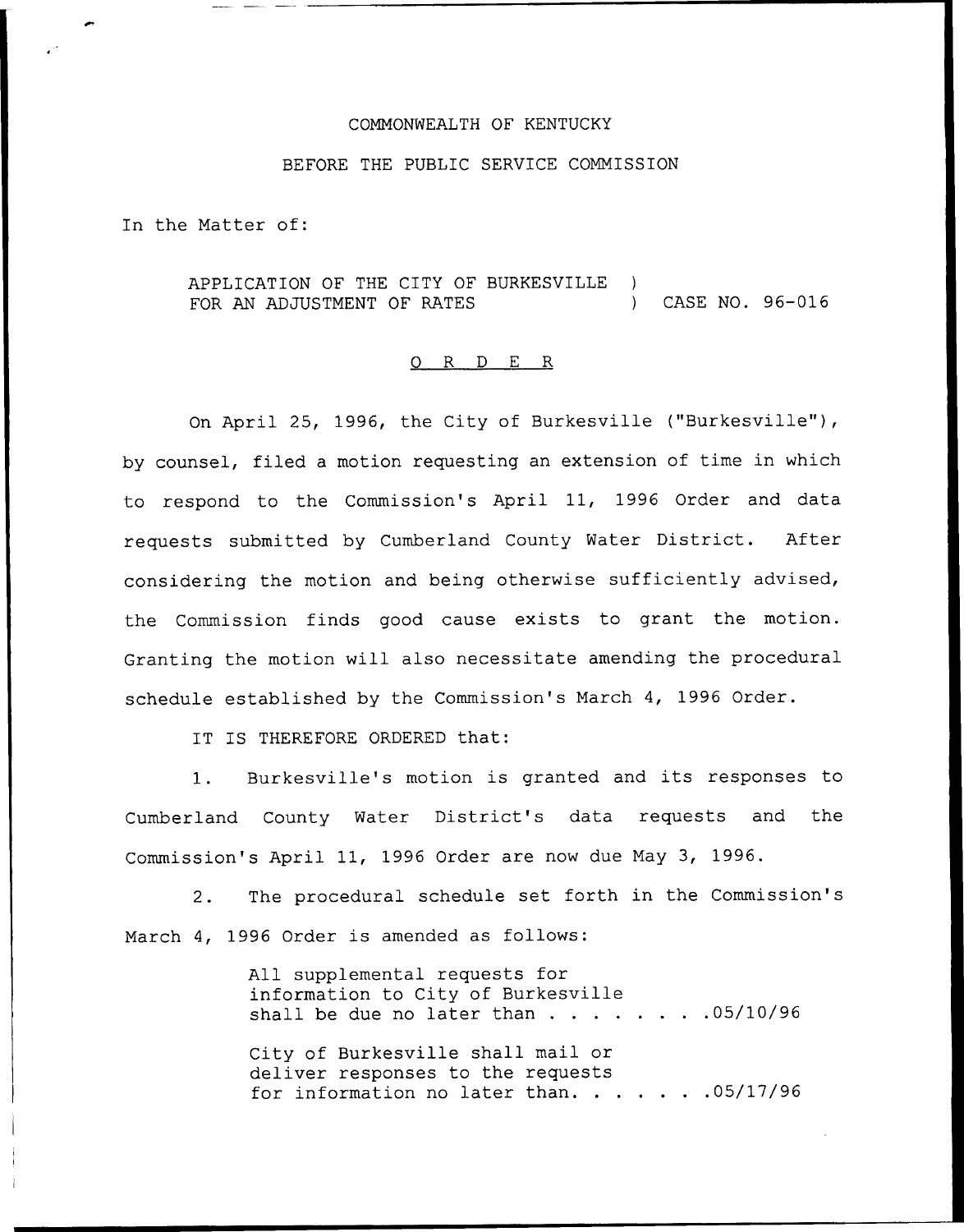COMMONWEALTH OF KENTUCKY

BEFORE THE PUBLIC SERVICE COMMISSION

In the Matter of:

APPLICATION OF THE CITY OF BURKESVILLE FOR AN ADJUSTMENT OF RATES ) CASE NO. 96-016

## O R D E R

On April 25, 1996, the City of Burkesville ("Burkesville"), by counsel, filed a motion requesting an extension of time in which to respond to the Commission's April 11, 1996 Order and data requests submitted by Cumberland County Water District. After considering the motion and being otherwise sufficiently advised, the Commission finds good cause exists to grant the motion. Granting the motion will also necessitate amending the procedural schedule established by the Commission's March 4, 1996 Order.

IT IS THEREFORE ORDERED that:

1. Burkesville's motion is granted and its responses to Cumberland County Water District's data requests and the Commission's April 11, 1996 Order are now due May 3, 1996.

2. The procedural schedule set forth in the Commission's March 4, 1996 Order is amended as follows:

All supplemental requests for information to City of Burkesville shall be due no later than . . . . . . . . 05/10/96

City of Burkesville shall mail or deliver responses to the requests for information no later than. . . . . . . 05/17/96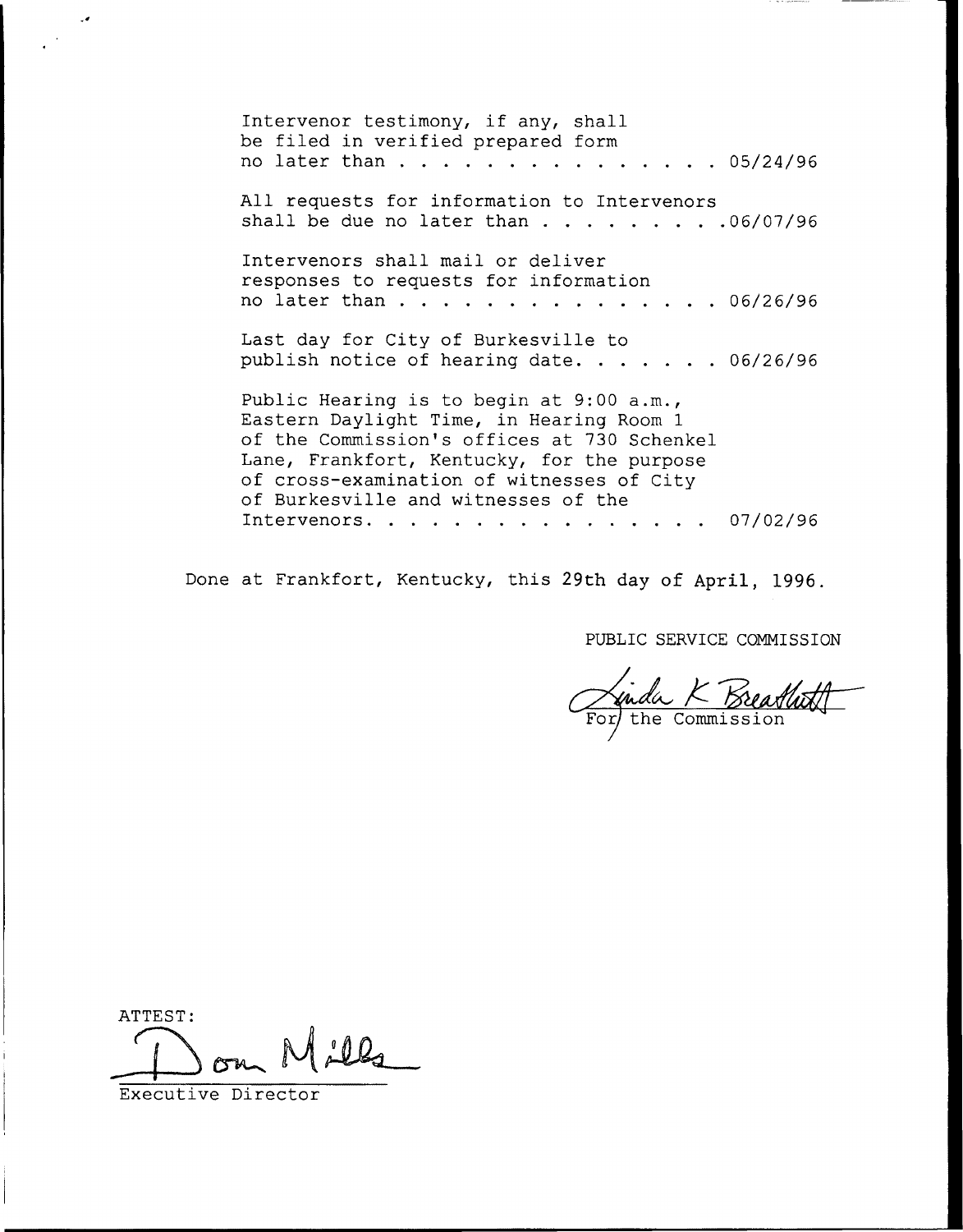Intervenor testimony, if any, shall be filed in verified prepared form no later than . . . . . . . . . . . . . . . . 05/24/96

All requests for information to Intervenors shall be due no later than . . . . . . . . .06/07/96

Intervenors shall mail or deliver responses to requests for information no later than . . . . . . . . . . . . . . . . 06/26/96

Last day for City of Burkesville to publish notice of hearing date. . . . . . . 06/26/96

Public Hearing is to begin at 9:00 a.m., Eastern Daylight Time, in Hearing Room 1 of the Commission's offices at 730 Schenkel Lane, Frankfort, Kentucky, for the purpose of cross-examination of witnesses of City of Burkesville and witnesses of the Intervenors. . . . . . . . . . . . . . . . . 07/02/96

Done at Frankfort, Kentucky, this 29th day of April, 1996.

PUBLIC SERVICE COMMISSION

Linda K Breathitt

For the Commission

ATTEST:

Don Mills

Executive Director